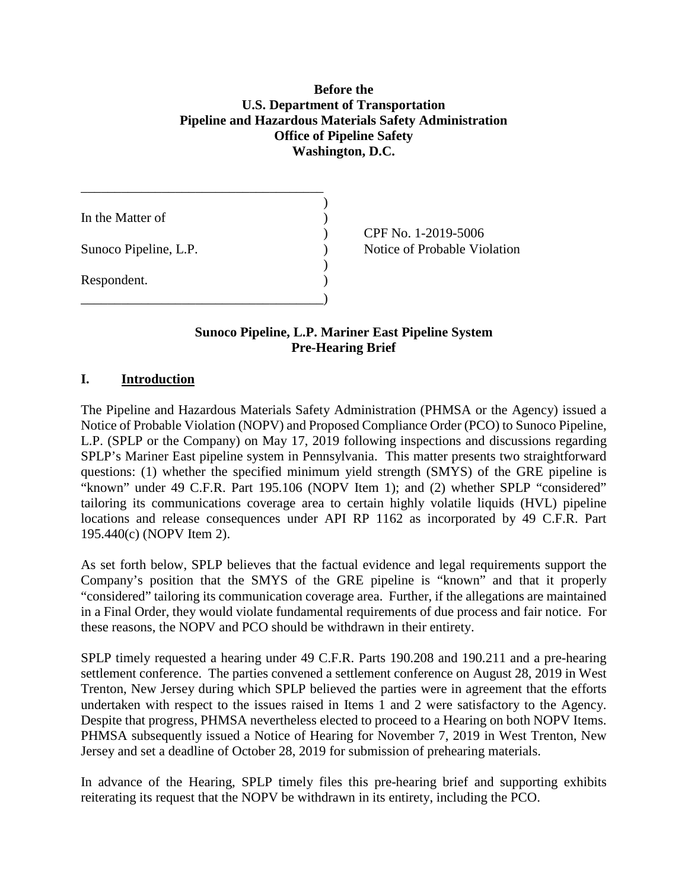**Before the**
**U.S. Department of Transportation**
**Pipeline and Hazardous Materials Safety Administration**
**Office of Pipeline Safety**
**Washington, D.C.**

| | | |
|---|---|---|
| In the Matter of | ) | |
| | ) | CPF No. 1-2019-5006 |
| Sunoco Pipeline, L.P. | ) | Notice of Probable Violation |
| | ) | |
| Respondent. | ) | |

**Sunoco Pipeline, L.P. Mariner East Pipeline System**
**Pre-Hearing Brief**

## I. Introduction

The Pipeline and Hazardous Materials Safety Administration (PHMSA or the Agency) issued a Notice of Probable Violation (NOPV) and Proposed Compliance Order (PCO) to Sunoco Pipeline, L.P. (SPLP or the Company) on May 17, 2019 following inspections and discussions regarding SPLP's Mariner East pipeline system in Pennsylvania. This matter presents two straightforward questions: (1) whether the specified minimum yield strength (SMYS) of the GRE pipeline is "known" under 49 C.F.R. Part 195.106 (NOPV Item 1); and (2) whether SPLP "considered" tailoring its communications coverage area to certain highly volatile liquids (HVL) pipeline locations and release consequences under API RP 1162 as incorporated by 49 C.F.R. Part 195.440(c) (NOPV Item 2).

As set forth below, SPLP believes that the factual evidence and legal requirements support the Company's position that the SMYS of the GRE pipeline is "known" and that it properly "considered" tailoring its communication coverage area. Further, if the allegations are maintained in a Final Order, they would violate fundamental requirements of due process and fair notice. For these reasons, the NOPV and PCO should be withdrawn in their entirety.

SPLP timely requested a hearing under 49 C.F.R. Parts 190.208 and 190.211 and a pre-hearing settlement conference. The parties convened a settlement conference on August 28, 2019 in West Trenton, New Jersey during which SPLP believed the parties were in agreement that the efforts undertaken with respect to the issues raised in Items 1 and 2 were satisfactory to the Agency. Despite that progress, PHMSA nevertheless elected to proceed to a Hearing on both NOPV Items. PHMSA subsequently issued a Notice of Hearing for November 7, 2019 in West Trenton, New Jersey and set a deadline of October 28, 2019 for submission of prehearing materials.

In advance of the Hearing, SPLP timely files this pre-hearing brief and supporting exhibits reiterating its request that the NOPV be withdrawn in its entirety, including the PCO.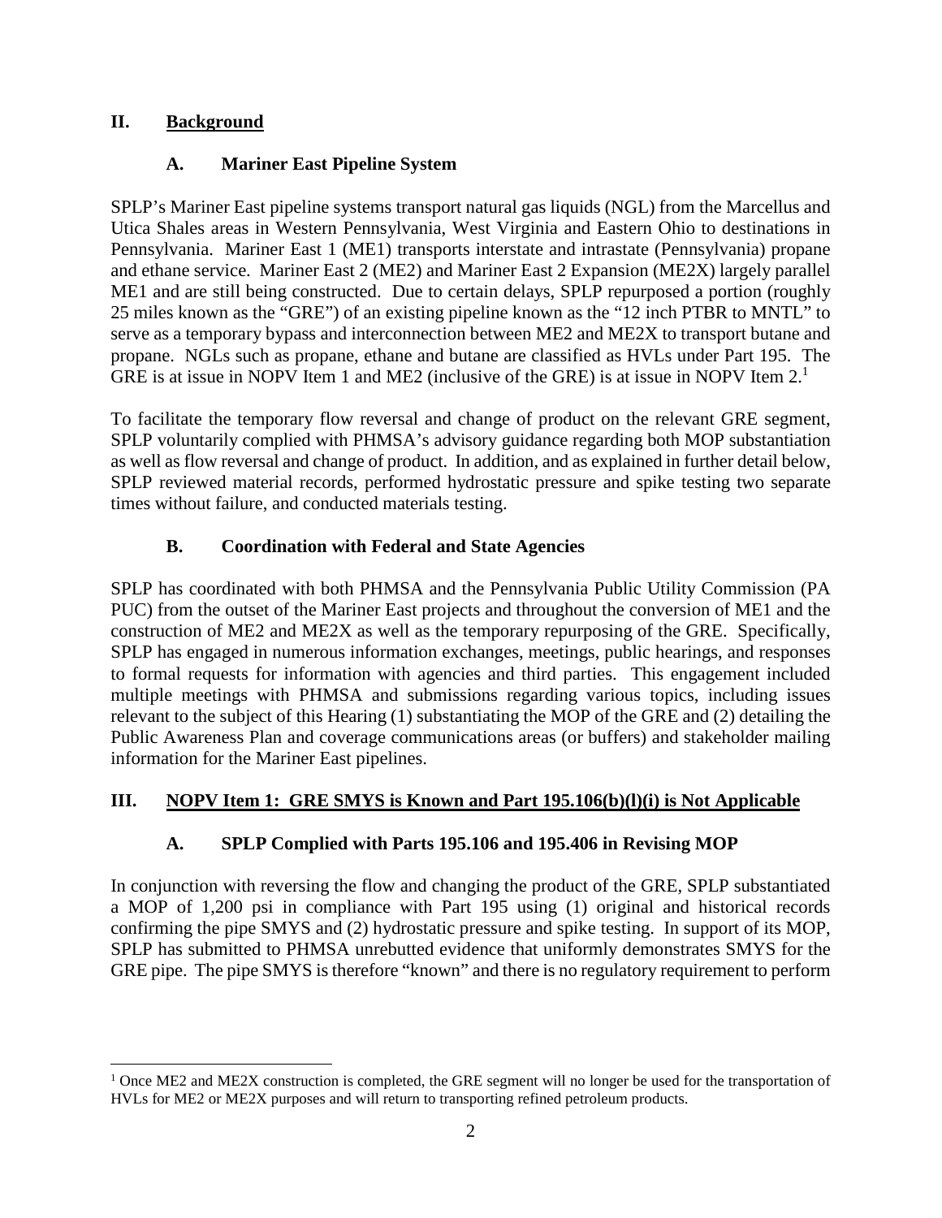## II. Background

### A. Mariner East Pipeline System

SPLP's Mariner East pipeline systems transport natural gas liquids (NGL) from the Marcellus and Utica Shales areas in Western Pennsylvania, West Virginia and Eastern Ohio to destinations in Pennsylvania. Mariner East 1 (ME1) transports interstate and intrastate (Pennsylvania) propane and ethane service. Mariner East 2 (ME2) and Mariner East 2 Expansion (ME2X) largely parallel ME1 and are still being constructed. Due to certain delays, SPLP repurposed a portion (roughly 25 miles known as the "GRE") of an existing pipeline known as the "12 inch PTBR to MNTL" to serve as a temporary bypass and interconnection between ME2 and ME2X to transport butane and propane. NGLs such as propane, ethane and butane are classified as HVLs under Part 195. The GRE is at issue in NOPV Item 1 and ME2 (inclusive of the GRE) is at issue in NOPV Item 2.[1]

To facilitate the temporary flow reversal and change of product on the relevant GRE segment, SPLP voluntarily complied with PHMSA's advisory guidance regarding both MOP substantiation as well as flow reversal and change of product. In addition, and as explained in further detail below, SPLP reviewed material records, performed hydrostatic pressure and spike testing two separate times without failure, and conducted materials testing.

### B. Coordination with Federal and State Agencies

SPLP has coordinated with both PHMSA and the Pennsylvania Public Utility Commission (PA PUC) from the outset of the Mariner East projects and throughout the conversion of ME1 and the construction of ME2 and ME2X as well as the temporary repurposing of the GRE. Specifically, SPLP has engaged in numerous information exchanges, meetings, public hearings, and responses to formal requests for information with agencies and third parties. This engagement included multiple meetings with PHMSA and submissions regarding various topics, including issues relevant to the subject of this Hearing (1) substantiating the MOP of the GRE and (2) detailing the Public Awareness Plan and coverage communications areas (or buffers) and stakeholder mailing information for the Mariner East pipelines.

## III. NOPV Item 1: GRE SMYS is Known and Part 195.106(b)(l)(i) is Not Applicable

### A. SPLP Complied with Parts 195.106 and 195.406 in Revising MOP

In conjunction with reversing the flow and changing the product of the GRE, SPLP substantiated a MOP of 1,200 psi in compliance with Part 195 using (1) original and historical records confirming the pipe SMYS and (2) hydrostatic pressure and spike testing. In support of its MOP, SPLP has submitted to PHMSA unrebutted evidence that uniformly demonstrates SMYS for the GRE pipe. The pipe SMYS is therefore "known" and there is no regulatory requirement to perform

---

[1] Once ME2 and ME2X construction is completed, the GRE segment will no longer be used for the transportation of HVLs for ME2 or ME2X purposes and will return to transporting refined petroleum products.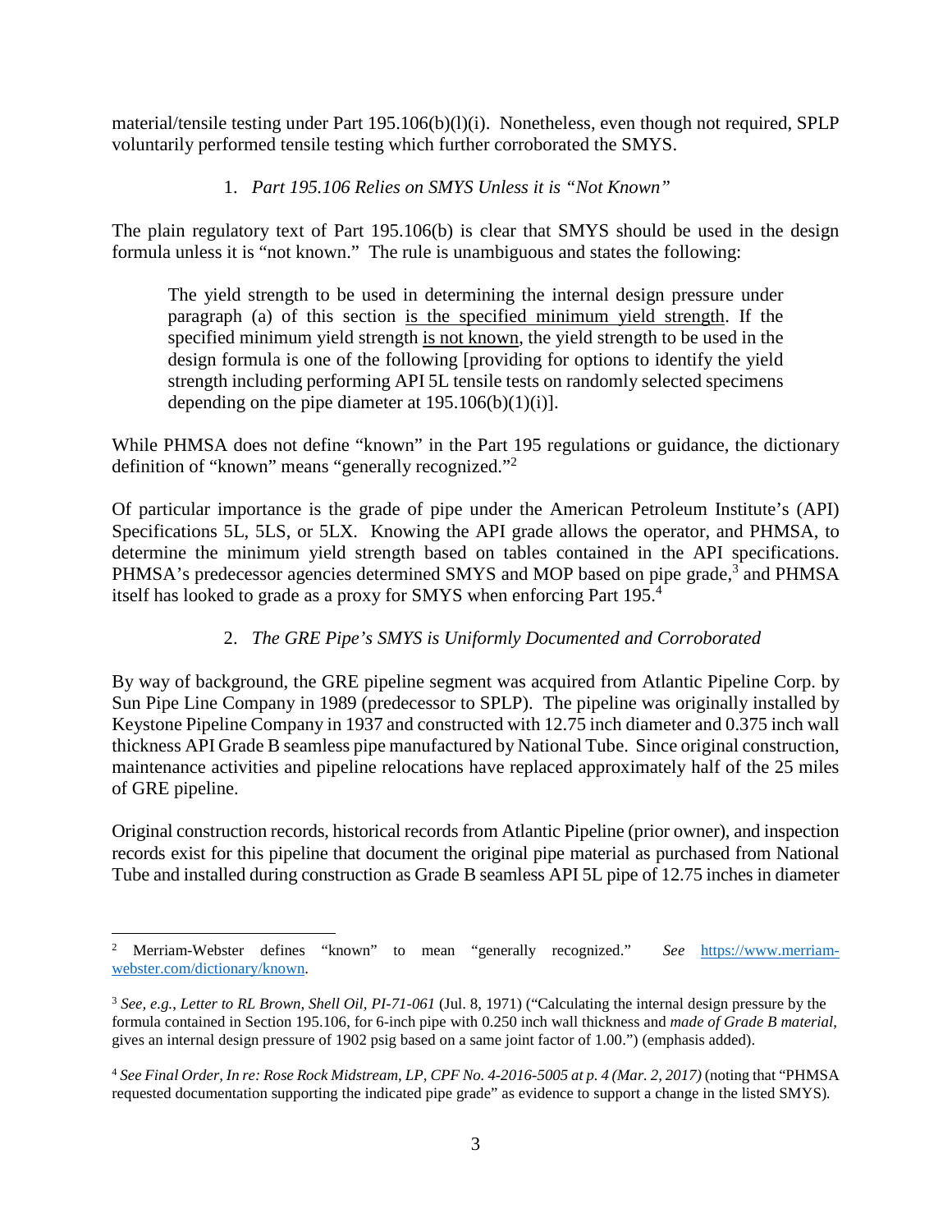material/tensile testing under Part 195.106(b)(l)(i). Nonetheless, even though not required, SPLP voluntarily performed tensile testing which further corroborated the SMYS.

1. *Part 195.106 Relies on SMYS Unless it is "Not Known"*

The plain regulatory text of Part 195.106(b) is clear that SMYS should be used in the design formula unless it is "not known." The rule is unambiguous and states the following:

> The yield strength to be used in determining the internal design pressure under paragraph (a) of this section <u>is the specified minimum yield strength</u>. If the specified minimum yield strength <u>is not known</u>, the yield strength to be used in the design formula is one of the following [providing for options to identify the yield strength including performing API 5L tensile tests on randomly selected specimens depending on the pipe diameter at 195.106(b)(1)(i)].

While PHMSA does not define "known" in the Part 195 regulations or guidance, the dictionary definition of "known" means "generally recognized."[2]

Of particular importance is the grade of pipe under the American Petroleum Institute's (API) Specifications 5L, 5LS, or 5LX. Knowing the API grade allows the operator, and PHMSA, to determine the minimum yield strength based on tables contained in the API specifications. PHMSA's predecessor agencies determined SMYS and MOP based on pipe grade,[3] and PHMSA itself has looked to grade as a proxy for SMYS when enforcing Part 195.[4]

2. *The GRE Pipe's SMYS is Uniformly Documented and Corroborated*

By way of background, the GRE pipeline segment was acquired from Atlantic Pipeline Corp. by Sun Pipe Line Company in 1989 (predecessor to SPLP). The pipeline was originally installed by Keystone Pipeline Company in 1937 and constructed with 12.75 inch diameter and 0.375 inch wall thickness API Grade B seamless pipe manufactured by National Tube. Since original construction, maintenance activities and pipeline relocations have replaced approximately half of the 25 miles of GRE pipeline.

Original construction records, historical records from Atlantic Pipeline (prior owner), and inspection records exist for this pipeline that document the original pipe material as purchased from National Tube and installed during construction as Grade B seamless API 5L pipe of 12.75 inches in diameter

---

[2] Merriam-Webster defines "known" to mean "generally recognized." *See* [https://www.merriam-webster.com/dictionary/known](https://www.merriam-webster.com/dictionary/known).

[3] *See, e.g., Letter to RL Brown, Shell Oil, PI-71-061* (Jul. 8, 1971) ("Calculating the internal design pressure by the formula contained in Section 195.106, for 6-inch pipe with 0.250 inch wall thickness and *made of Grade B material*, gives an internal design pressure of 1902 psig based on a same joint factor of 1.00.") (emphasis added).

[4] *See Final Order, In re: Rose Rock Midstream, LP, CPF No. 4-2016-5005 at p. 4 (Mar. 2, 2017)* (noting that "PHMSA requested documentation supporting the indicated pipe grade" as evidence to support a change in the listed SMYS).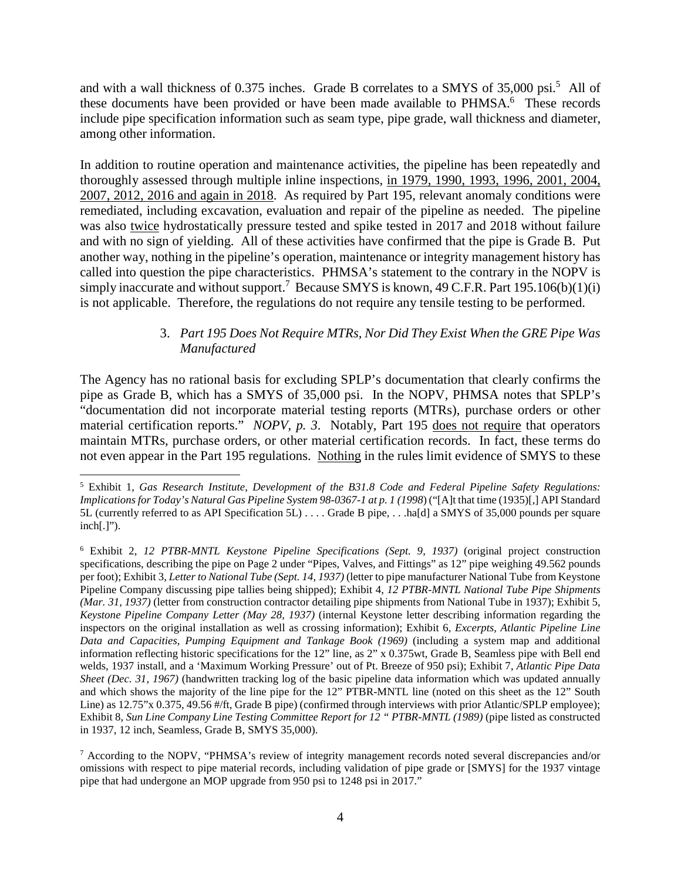and with a wall thickness of 0.375 inches. Grade B correlates to a SMYS of 35,000 psi.[5] All of these documents have been provided or have been made available to PHMSA.[6] These records include pipe specification information such as seam type, pipe grade, wall thickness and diameter, among other information.

In addition to routine operation and maintenance activities, the pipeline has been repeatedly and thoroughly assessed through multiple inline inspections, in 1979, 1990, 1993, 1996, 2001, 2004, 2007, 2012, 2016 and again in 2018. As required by Part 195, relevant anomaly conditions were remediated, including excavation, evaluation and repair of the pipeline as needed. The pipeline was also twice hydrostatically pressure tested and spike tested in 2017 and 2018 without failure and with no sign of yielding. All of these activities have confirmed that the pipe is Grade B. Put another way, nothing in the pipeline's operation, maintenance or integrity management history has called into question the pipe characteristics. PHMSA's statement to the contrary in the NOPV is simply inaccurate and without support.[7] Because SMYS is known, 49 C.F.R. Part 195.106(b)(1)(i) is not applicable. Therefore, the regulations do not require any tensile testing to be performed.

### 3. *Part 195 Does Not Require MTRs, Nor Did They Exist When the GRE Pipe Was Manufactured*

The Agency has no rational basis for excluding SPLP's documentation that clearly confirms the pipe as Grade B, which has a SMYS of 35,000 psi. In the NOPV, PHMSA notes that SPLP's "documentation did not incorporate material testing reports (MTRs), purchase orders or other material certification reports." *NOPV, p. 3*. Notably, Part 195 does not require that operators maintain MTRs, purchase orders, or other material certification records. In fact, these terms do not even appear in the Part 195 regulations. Nothing in the rules limit evidence of SMYS to these

---

[5] Exhibit 1, *Gas Research Institute, Development of the B31.8 Code and Federal Pipeline Safety Regulations: Implications for Today's Natural Gas Pipeline System 98-0367-1 at p. 1 (1998)* ("[A]t that time (1935)[,] API Standard 5L (currently referred to as API Specification 5L) . . . . Grade B pipe, . . .ha[d] a SMYS of 35,000 pounds per square inch[.]").

[6] Exhibit 2, *12 PTBR-MNTL Keystone Pipeline Specifications (Sept. 9, 1937)* (original project construction specifications, describing the pipe on Page 2 under "Pipes, Valves, and Fittings" as 12" pipe weighing 49.562 pounds per foot); Exhibit 3, *Letter to National Tube (Sept. 14, 1937)* (letter to pipe manufacturer National Tube from Keystone Pipeline Company discussing pipe tallies being shipped); Exhibit 4, *12 PTBR-MNTL National Tube Pipe Shipments (Mar. 31, 1937)* (letter from construction contractor detailing pipe shipments from National Tube in 1937); Exhibit 5, *Keystone Pipeline Company Letter (May 28, 1937)* (internal Keystone letter describing information regarding the inspectors on the original installation as well as crossing information); Exhibit 6, *Excerpts, Atlantic Pipeline Line Data and Capacities, Pumping Equipment and Tankage Book (1969)* (including a system map and additional information reflecting historic specifications for the 12" line, as 2" x 0.375wt, Grade B, Seamless pipe with Bell end welds, 1937 install, and a 'Maximum Working Pressure' out of Pt. Breeze of 950 psi); Exhibit 7, *Atlantic Pipe Data Sheet (Dec. 31, 1967)* (handwritten tracking log of the basic pipeline data information which was updated annually and which shows the majority of the line pipe for the 12" PTBR-MNTL line (noted on this sheet as the 12" South Line) as 12.75"x 0.375, 49.56 #/ft, Grade B pipe) (confirmed through interviews with prior Atlantic/SPLP employee); Exhibit 8, *Sun Line Company Line Testing Committee Report for 12 " PTBR-MNTL (1989)* (pipe listed as constructed in 1937, 12 inch, Seamless, Grade B, SMYS 35,000).

[7] According to the NOPV, "PHMSA's review of integrity management records noted several discrepancies and/or omissions with respect to pipe material records, including validation of pipe grade or [SMYS] for the 1937 vintage pipe that had undergone an MOP upgrade from 950 psi to 1248 psi in 2017."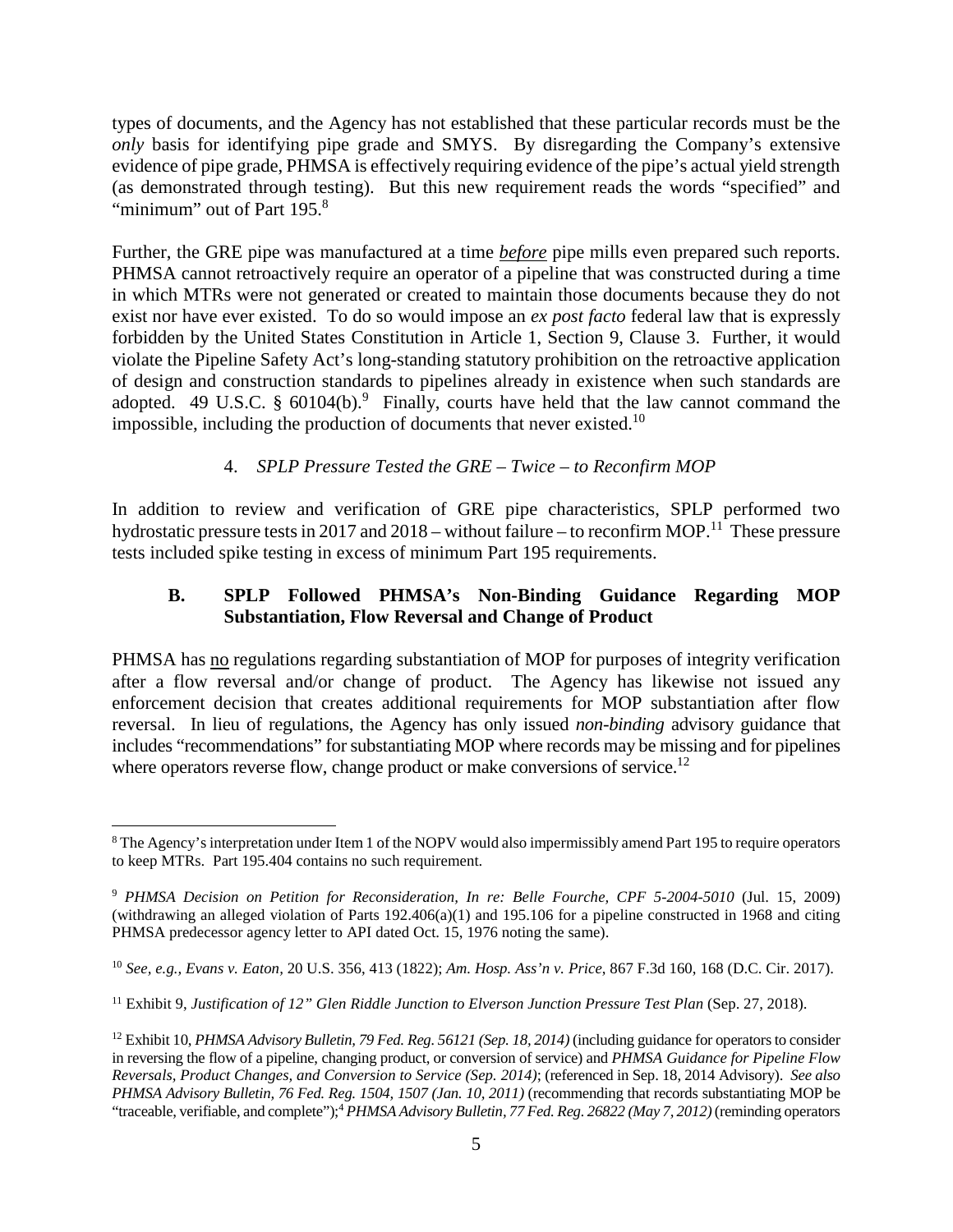types of documents, and the Agency has not established that these particular records must be the *only* basis for identifying pipe grade and SMYS. By disregarding the Company's extensive evidence of pipe grade, PHMSA is effectively requiring evidence of the pipe's actual yield strength (as demonstrated through testing). But this new requirement reads the words "specified" and "minimum" out of Part 195.[8]

Further, the GRE pipe was manufactured at a time ***before*** pipe mills even prepared such reports. PHMSA cannot retroactively require an operator of a pipeline that was constructed during a time in which MTRs were not generated or created to maintain those documents because they do not exist nor have ever existed. To do so would impose an *ex post facto* federal law that is expressly forbidden by the United States Constitution in Article 1, Section 9, Clause 3. Further, it would violate the Pipeline Safety Act's long-standing statutory prohibition on the retroactive application of design and construction standards to pipelines already in existence when such standards are adopted. 49 U.S.C. § 60104(b).[9] Finally, courts have held that the law cannot command the impossible, including the production of documents that never existed.[10]

4. *SPLP Pressure Tested the GRE – Twice – to Reconfirm MOP*

In addition to review and verification of GRE pipe characteristics, SPLP performed two hydrostatic pressure tests in 2017 and 2018 – without failure – to reconfirm MOP.[11] These pressure tests included spike testing in excess of minimum Part 195 requirements.

### B. SPLP Followed PHMSA's Non-Binding Guidance Regarding MOP Substantiation, Flow Reversal and Change of Product

PHMSA has no regulations regarding substantiation of MOP for purposes of integrity verification after a flow reversal and/or change of product. The Agency has likewise not issued any enforcement decision that creates additional requirements for MOP substantiation after flow reversal. In lieu of regulations, the Agency has only issued *non-binding* advisory guidance that includes "recommendations" for substantiating MOP where records may be missing and for pipelines where operators reverse flow, change product or make conversions of service.[12]

---

[8] The Agency's interpretation under Item 1 of the NOPV would also impermissibly amend Part 195 to require operators to keep MTRs. Part 195.404 contains no such requirement.

[9] *PHMSA Decision on Petition for Reconsideration, In re: Belle Fourche, CPF 5-2004-5010* (Jul. 15, 2009) (withdrawing an alleged violation of Parts 192.406(a)(1) and 195.106 for a pipeline constructed in 1968 and citing PHMSA predecessor agency letter to API dated Oct. 15, 1976 noting the same).

[10] *See, e.g., Evans v. Eaton,* 20 U.S. 356, 413 (1822); *Am. Hosp. Ass'n v. Price*, 867 F.3d 160, 168 (D.C. Cir. 2017).

[11] Exhibit 9, *Justification of 12" Glen Riddle Junction to Elverson Junction Pressure Test Plan* (Sep. 27, 2018).

[12] Exhibit 10, *PHMSA Advisory Bulletin, 79 Fed. Reg. 56121 (Sep. 18, 2014)* (including guidance for operators to consider in reversing the flow of a pipeline, changing product, or conversion of service) and *PHMSA Guidance for Pipeline Flow Reversals, Product Changes, and Conversion to Service (Sep. 2014)*; (referenced in Sep. 18, 2014 Advisory). *See also PHMSA Advisory Bulletin, 76 Fed. Reg. 1504, 1507 (Jan. 10, 2011)* (recommending that records substantiating MOP be "traceable, verifiable, and complete");[4] *PHMSA Advisory Bulletin, 77 Fed. Reg. 26822 (May 7, 2012)* (reminding operators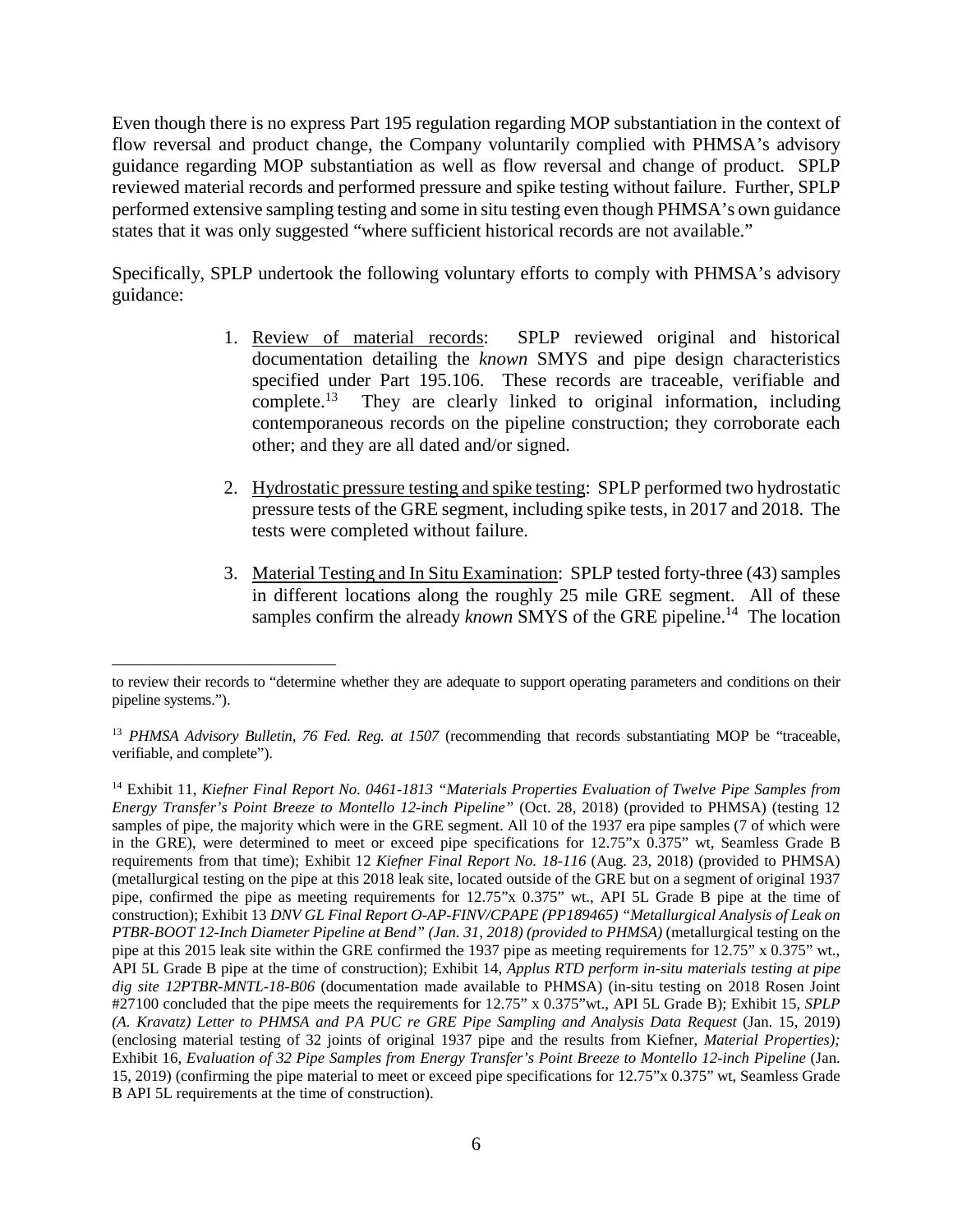Even though there is no express Part 195 regulation regarding MOP substantiation in the context of flow reversal and product change, the Company voluntarily complied with PHMSA's advisory guidance regarding MOP substantiation as well as flow reversal and change of product. SPLP reviewed material records and performed pressure and spike testing without failure. Further, SPLP performed extensive sampling testing and some in situ testing even though PHMSA's own guidance states that it was only suggested "where sufficient historical records are not available."

Specifically, SPLP undertook the following voluntary efforts to comply with PHMSA's advisory guidance:

1. Review of material records: SPLP reviewed original and historical documentation detailing the *known* SMYS and pipe design characteristics specified under Part 195.106. These records are traceable, verifiable and complete.[13] They are clearly linked to original information, including contemporaneous records on the pipeline construction; they corroborate each other; and they are all dated and/or signed.

2. Hydrostatic pressure testing and spike testing: SPLP performed two hydrostatic pressure tests of the GRE segment, including spike tests, in 2017 and 2018. The tests were completed without failure.

3. Material Testing and In Situ Examination: SPLP tested forty-three (43) samples in different locations along the roughly 25 mile GRE segment. All of these samples confirm the already *known* SMYS of the GRE pipeline.[14] The location

---

to review their records to "determine whether they are adequate to support operating parameters and conditions on their pipeline systems.").

[13] *PHMSA Advisory Bulletin, 76 Fed. Reg. at 1507* (recommending that records substantiating MOP be "traceable, verifiable, and complete").

[14] Exhibit 11, *Kiefner Final Report No. 0461-1813 "Materials Properties Evaluation of Twelve Pipe Samples from Energy Transfer's Point Breeze to Montello 12-inch Pipeline"* (Oct. 28, 2018) (provided to PHMSA) (testing 12 samples of pipe, the majority which were in the GRE segment. All 10 of the 1937 era pipe samples (7 of which were in the GRE), were determined to meet or exceed pipe specifications for 12.75"x 0.375" wt, Seamless Grade B requirements from that time); Exhibit 12 *Kiefner Final Report No. 18-116* (Aug. 23, 2018) (provided to PHMSA) (metallurgical testing on the pipe at this 2018 leak site, located outside of the GRE but on a segment of original 1937 pipe, confirmed the pipe as meeting requirements for 12.75"x 0.375" wt., API 5L Grade B pipe at the time of construction); Exhibit 13 *DNV GL Final Report O-AP-FINV/CPAPE (PP189465) "Metallurgical Analysis of Leak on PTBR-BOOT 12-Inch Diameter Pipeline at Bend" (Jan. 31, 2018) (provided to PHMSA)* (metallurgical testing on the pipe at this 2015 leak site within the GRE confirmed the 1937 pipe as meeting requirements for 12.75" x 0.375" wt., API 5L Grade B pipe at the time of construction); Exhibit 14, *Applus RTD perform in-situ materials testing at pipe dig site 12PTBR-MNTL-18-B06* (documentation made available to PHMSA) (in-situ testing on 2018 Rosen Joint #27100 concluded that the pipe meets the requirements for 12.75" x 0.375"wt., API 5L Grade B); Exhibit 15, *SPLP (A. Kravatz) Letter to PHMSA and PA PUC re GRE Pipe Sampling and Analysis Data Request* (Jan. 15, 2019) (enclosing material testing of 32 joints of original 1937 pipe and the results from Kiefner, *Material Properties);* Exhibit 16, *Evaluation of 32 Pipe Samples from Energy Transfer's Point Breeze to Montello 12-inch Pipeline* (Jan. 15, 2019) (confirming the pipe material to meet or exceed pipe specifications for 12.75"x 0.375" wt, Seamless Grade B API 5L requirements at the time of construction).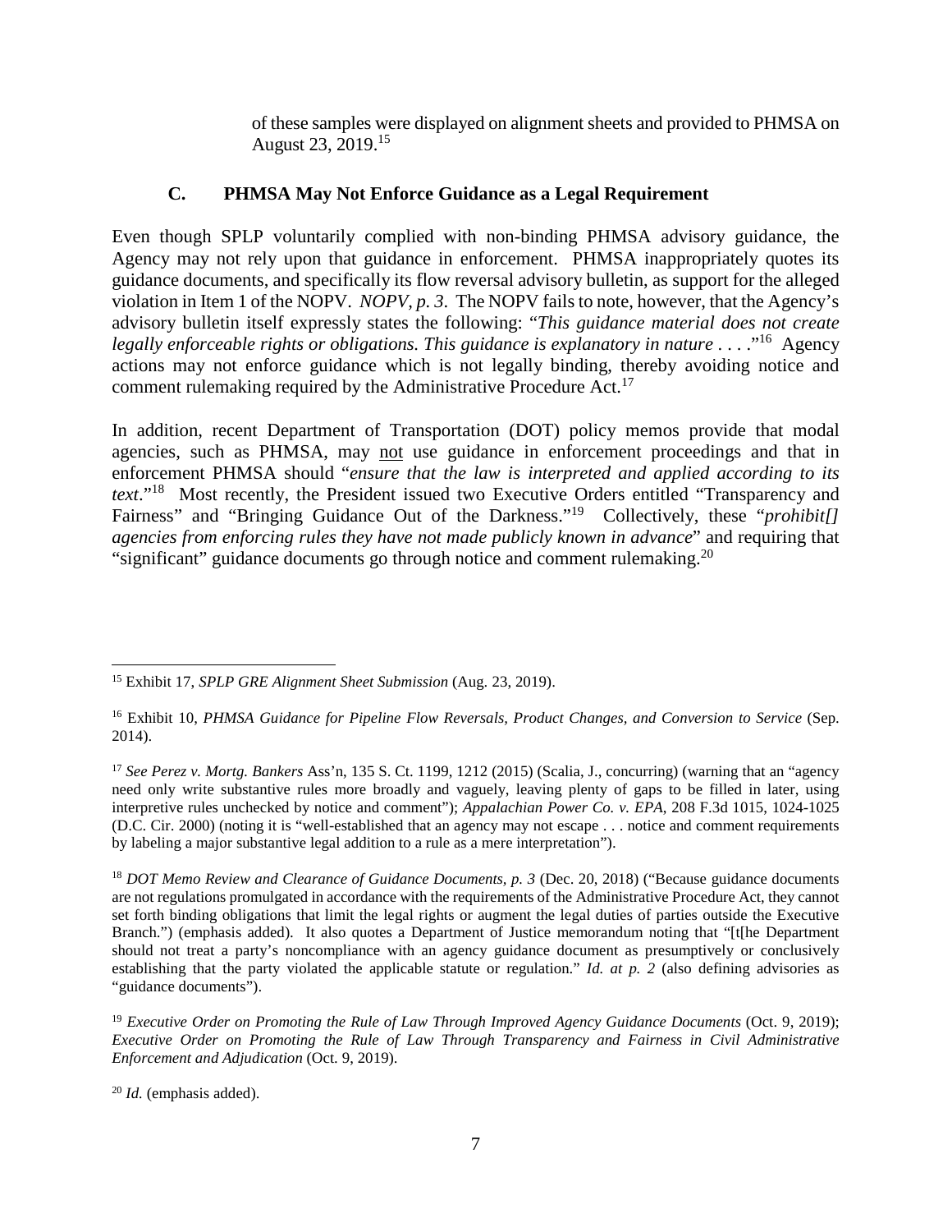of these samples were displayed on alignment sheets and provided to PHMSA on August 23, 2019.[15]

### C. PHMSA May Not Enforce Guidance as a Legal Requirement

Even though SPLP voluntarily complied with non-binding PHMSA advisory guidance, the Agency may not rely upon that guidance in enforcement. PHMSA inappropriately quotes its guidance documents, and specifically its flow reversal advisory bulletin, as support for the alleged violation in Item 1 of the NOPV. *NOPV, p. 3*. The NOPV fails to note, however, that the Agency's advisory bulletin itself expressly states the following: "*This guidance material does not create legally enforceable rights or obligations. This guidance is explanatory in nature . . . .*"[16] Agency actions may not enforce guidance which is not legally binding, thereby avoiding notice and comment rulemaking required by the Administrative Procedure Act.[17]

In addition, recent Department of Transportation (DOT) policy memos provide that modal agencies, such as PHMSA, may <u>not</u> use guidance in enforcement proceedings and that in enforcement PHMSA should "*ensure that the law is interpreted and applied according to its text*."[18] Most recently, the President issued two Executive Orders entitled "Transparency and Fairness" and "Bringing Guidance Out of the Darkness."[19] Collectively, these "*prohibit[] agencies from enforcing rules they have not made publicly known in advance*" and requiring that "significant" guidance documents go through notice and comment rulemaking.[20]

---

[15] Exhibit 17, *SPLP GRE Alignment Sheet Submission* (Aug. 23, 2019).

[16] Exhibit 10, *PHMSA Guidance for Pipeline Flow Reversals, Product Changes, and Conversion to Service* (Sep. 2014).

[17] *See Perez v. Mortg. Bankers* Ass'n, 135 S. Ct. 1199, 1212 (2015) (Scalia, J., concurring) (warning that an "agency need only write substantive rules more broadly and vaguely, leaving plenty of gaps to be filled in later, using interpretive rules unchecked by notice and comment"); *Appalachian Power Co. v. EPA*, 208 F.3d 1015, 1024-1025 (D.C. Cir. 2000) (noting it is "well-established that an agency may not escape . . . notice and comment requirements by labeling a major substantive legal addition to a rule as a mere interpretation").

[18] *DOT Memo Review and Clearance of Guidance Documents, p. 3* (Dec. 20, 2018) ("Because guidance documents are not regulations promulgated in accordance with the requirements of the Administrative Procedure Act, they cannot set forth binding obligations that limit the legal rights or augment the legal duties of parties outside the Executive Branch.") (emphasis added). It also quotes a Department of Justice memorandum noting that "[t[he Department should not treat a party's noncompliance with an agency guidance document as presumptively or conclusively establishing that the party violated the applicable statute or regulation." *Id. at p. 2* (also defining advisories as "guidance documents").

[19] *Executive Order on Promoting the Rule of Law Through Improved Agency Guidance Documents* (Oct. 9, 2019); *Executive Order on Promoting the Rule of Law Through Transparency and Fairness in Civil Administrative Enforcement and Adjudication* (Oct. 9, 2019).

[20] *Id.* (emphasis added).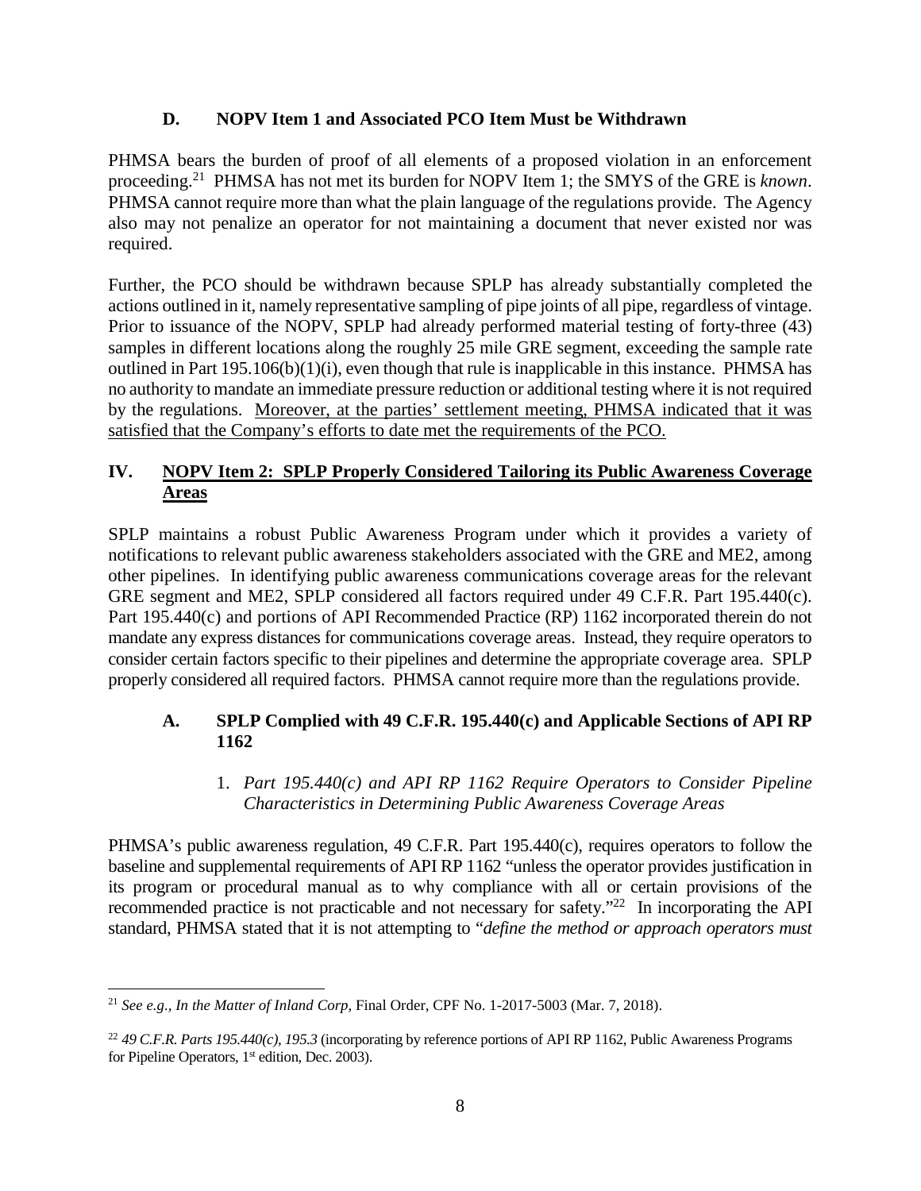### D. NOPV Item 1 and Associated PCO Item Must be Withdrawn

PHMSA bears the burden of proof of all elements of a proposed violation in an enforcement proceeding.[21] PHMSA has not met its burden for NOPV Item 1; the SMYS of the GRE is *known*. PHMSA cannot require more than what the plain language of the regulations provide. The Agency also may not penalize an operator for not maintaining a document that never existed nor was required.

Further, the PCO should be withdrawn because SPLP has already substantially completed the actions outlined in it, namely representative sampling of pipe joints of all pipe, regardless of vintage. Prior to issuance of the NOPV, SPLP had already performed material testing of forty-three (43) samples in different locations along the roughly 25 mile GRE segment, exceeding the sample rate outlined in Part 195.106(b)(1)(i), even though that rule is inapplicable in this instance. PHMSA has no authority to mandate an immediate pressure reduction or additional testing where it is not required by the regulations. <u>Moreover, at the parties' settlement meeting, PHMSA indicated that it was satisfied that the Company's efforts to date met the requirements of the PCO.</u>

## IV. <u>NOPV Item 2: SPLP Properly Considered Tailoring its Public Awareness Coverage Areas</u>

SPLP maintains a robust Public Awareness Program under which it provides a variety of notifications to relevant public awareness stakeholders associated with the GRE and ME2, among other pipelines. In identifying public awareness communications coverage areas for the relevant GRE segment and ME2, SPLP considered all factors required under 49 C.F.R. Part 195.440(c). Part 195.440(c) and portions of API Recommended Practice (RP) 1162 incorporated therein do not mandate any express distances for communications coverage areas. Instead, they require operators to consider certain factors specific to their pipelines and determine the appropriate coverage area. SPLP properly considered all required factors. PHMSA cannot require more than the regulations provide.

### A. SPLP Complied with 49 C.F.R. 195.440(c) and Applicable Sections of API RP 1162

1. *Part 195.440(c) and API RP 1162 Require Operators to Consider Pipeline Characteristics in Determining Public Awareness Coverage Areas*

PHMSA's public awareness regulation, 49 C.F.R. Part 195.440(c), requires operators to follow the baseline and supplemental requirements of API RP 1162 "unless the operator provides justification in its program or procedural manual as to why compliance with all or certain provisions of the recommended practice is not practicable and not necessary for safety."[22] In incorporating the API standard, PHMSA stated that it is not attempting to "*define the method or approach operators must*

---

[21] *See e.g., In the Matter of Inland Corp,* Final Order, CPF No. 1-2017-5003 (Mar. 7, 2018).

[22] *49 C.F.R. Parts 195.440(c), 195.3* (incorporating by reference portions of API RP 1162, Public Awareness Programs for Pipeline Operators, 1st edition, Dec. 2003).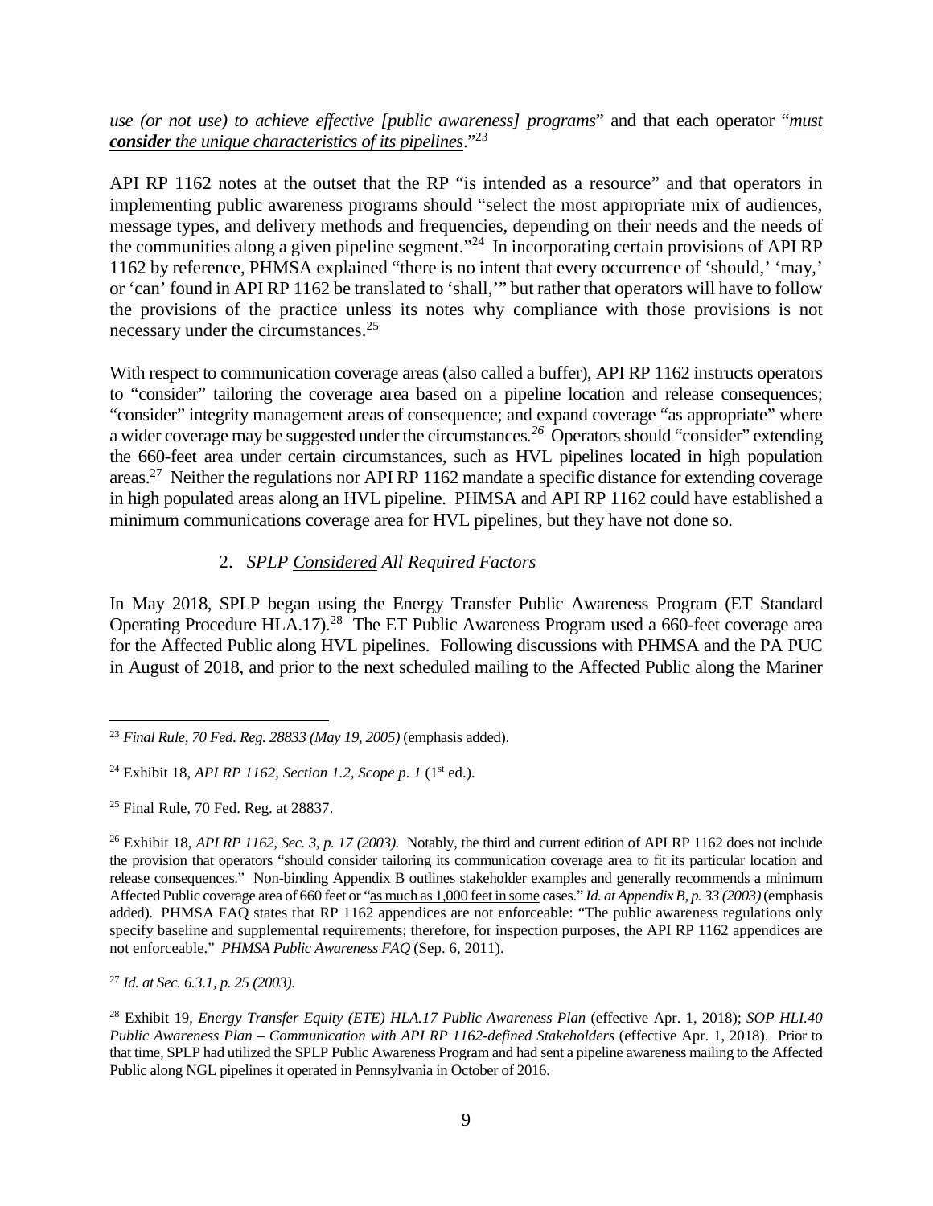*use (or not use) to achieve effective [public awareness] programs*" and that each operator "***must consider** the unique characteristics of its pipelines*."[23]

API RP 1162 notes at the outset that the RP "is intended as a resource" and that operators in implementing public awareness programs should "select the most appropriate mix of audiences, message types, and delivery methods and frequencies, depending on their needs and the needs of the communities along a given pipeline segment."[24] In incorporating certain provisions of API RP 1162 by reference, PHMSA explained "there is no intent that every occurrence of 'should,' 'may,' or 'can' found in API RP 1162 be translated to 'shall,'" but rather that operators will have to follow the provisions of the practice unless its notes why compliance with those provisions is not necessary under the circumstances.[25]

With respect to communication coverage areas (also called a buffer), API RP 1162 instructs operators to "consider" tailoring the coverage area based on a pipeline location and release consequences; "consider" integrity management areas of consequence; and expand coverage "as appropriate" where a wider coverage may be suggested under the circumstances.[26] Operators should "consider" extending the 660-feet area under certain circumstances, such as HVL pipelines located in high population areas.[27] Neither the regulations nor API RP 1162 mandate a specific distance for extending coverage in high populated areas along an HVL pipeline. PHMSA and API RP 1162 could have established a minimum communications coverage area for HVL pipelines, but they have not done so.

### 2. *SPLP Considered All Required Factors*

In May 2018, SPLP began using the Energy Transfer Public Awareness Program (ET Standard Operating Procedure HLA.17).[28] The ET Public Awareness Program used a 660-feet coverage area for the Affected Public along HVL pipelines. Following discussions with PHMSA and the PA PUC in August of 2018, and prior to the next scheduled mailing to the Affected Public along the Mariner

---

[23] *Final Rule, 70 Fed. Reg. 28833 (May 19, 2005)* (emphasis added).

[24] Exhibit 18, *API RP 1162, Section 1.2, Scope p. 1* (1st ed.).

[25] Final Rule, 70 Fed. Reg. at 28837.

[26] Exhibit 18, *API RP 1162, Sec. 3, p. 17 (2003).* Notably, the third and current edition of API RP 1162 does not include the provision that operators "should consider tailoring its communication coverage area to fit its particular location and release consequences." Non-binding Appendix B outlines stakeholder examples and generally recommends a minimum Affected Public coverage area of 660 feet or "as much as 1,000 feet in some cases." *Id. at Appendix B, p. 33 (2003)* (emphasis added). PHMSA FAQ states that RP 1162 appendices are not enforceable: "The public awareness regulations only specify baseline and supplemental requirements; therefore, for inspection purposes, the API RP 1162 appendices are not enforceable." *PHMSA Public Awareness FAQ* (Sep. 6, 2011).

[27] *Id. at Sec. 6.3.1, p. 25 (2003).*

[28] Exhibit 19, *Energy Transfer Equity (ETE) HLA.17 Public Awareness Plan* (effective Apr. 1, 2018); *SOP HLI.40 Public Awareness Plan – Communication with API RP 1162-defined Stakeholders* (effective Apr. 1, 2018). Prior to that time, SPLP had utilized the SPLP Public Awareness Program and had sent a pipeline awareness mailing to the Affected Public along NGL pipelines it operated in Pennsylvania in October of 2016.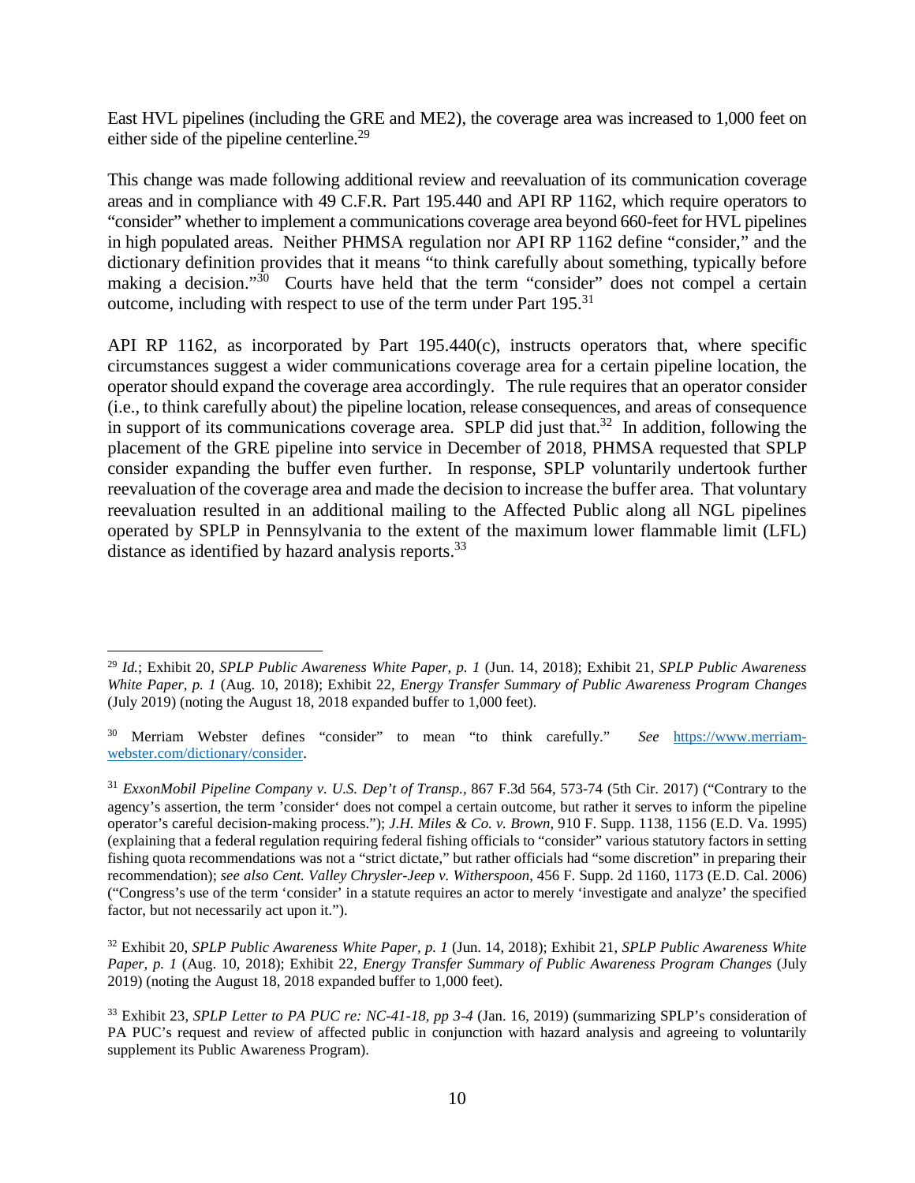East HVL pipelines (including the GRE and ME2), the coverage area was increased to 1,000 feet on either side of the pipeline centerline.[29]

This change was made following additional review and reevaluation of its communication coverage areas and in compliance with 49 C.F.R. Part 195.440 and API RP 1162, which require operators to "consider" whether to implement a communications coverage area beyond 660-feet for HVL pipelines in high populated areas. Neither PHMSA regulation nor API RP 1162 define "consider," and the dictionary definition provides that it means "to think carefully about something, typically before making a decision."[30] Courts have held that the term "consider" does not compel a certain outcome, including with respect to use of the term under Part 195.[31]

API RP 1162, as incorporated by Part 195.440(c), instructs operators that, where specific circumstances suggest a wider communications coverage area for a certain pipeline location, the operator should expand the coverage area accordingly. The rule requires that an operator consider (i.e., to think carefully about) the pipeline location, release consequences, and areas of consequence in support of its communications coverage area. SPLP did just that.[32] In addition, following the placement of the GRE pipeline into service in December of 2018, PHMSA requested that SPLP consider expanding the buffer even further. In response, SPLP voluntarily undertook further reevaluation of the coverage area and made the decision to increase the buffer area. That voluntary reevaluation resulted in an additional mailing to the Affected Public along all NGL pipelines operated by SPLP in Pennsylvania to the extent of the maximum lower flammable limit (LFL) distance as identified by hazard analysis reports.[33]

---

[29] *Id.*; Exhibit 20, *SPLP Public Awareness White Paper, p. 1* (Jun. 14, 2018); Exhibit 21, *SPLP Public Awareness White Paper, p. 1* (Aug. 10, 2018); Exhibit 22, *Energy Transfer Summary of Public Awareness Program Changes* (July 2019) (noting the August 18, 2018 expanded buffer to 1,000 feet).

[30] Merriam Webster defines "consider" to mean "to think carefully." *See* https://www.merriam-webster.com/dictionary/consider.

[31] *ExxonMobil Pipeline Company v. U.S. Dep't of Transp.*, 867 F.3d 564, 573-74 (5th Cir. 2017) ("Contrary to the agency's assertion, the term 'consider' does not compel a certain outcome, but rather it serves to inform the pipeline operator's careful decision-making process."); *J.H. Miles & Co. v. Brown*, 910 F. Supp. 1138, 1156 (E.D. Va. 1995) (explaining that a federal regulation requiring federal fishing officials to "consider" various statutory factors in setting fishing quota recommendations was not a "strict dictate," but rather officials had "some discretion" in preparing their recommendation); *see also Cent. Valley Chrysler-Jeep v. Witherspoon*, 456 F. Supp. 2d 1160, 1173 (E.D. Cal. 2006) ("Congress's use of the term 'consider' in a statute requires an actor to merely 'investigate and analyze' the specified factor, but not necessarily act upon it.").

[32] Exhibit 20, *SPLP Public Awareness White Paper, p. 1* (Jun. 14, 2018); Exhibit 21, *SPLP Public Awareness White Paper, p. 1* (Aug. 10, 2018); Exhibit 22, *Energy Transfer Summary of Public Awareness Program Changes* (July 2019) (noting the August 18, 2018 expanded buffer to 1,000 feet).

[33] Exhibit 23, *SPLP Letter to PA PUC re: NC-41-18, pp 3-4* (Jan. 16, 2019) (summarizing SPLP's consideration of PA PUC's request and review of affected public in conjunction with hazard analysis and agreeing to voluntarily supplement its Public Awareness Program).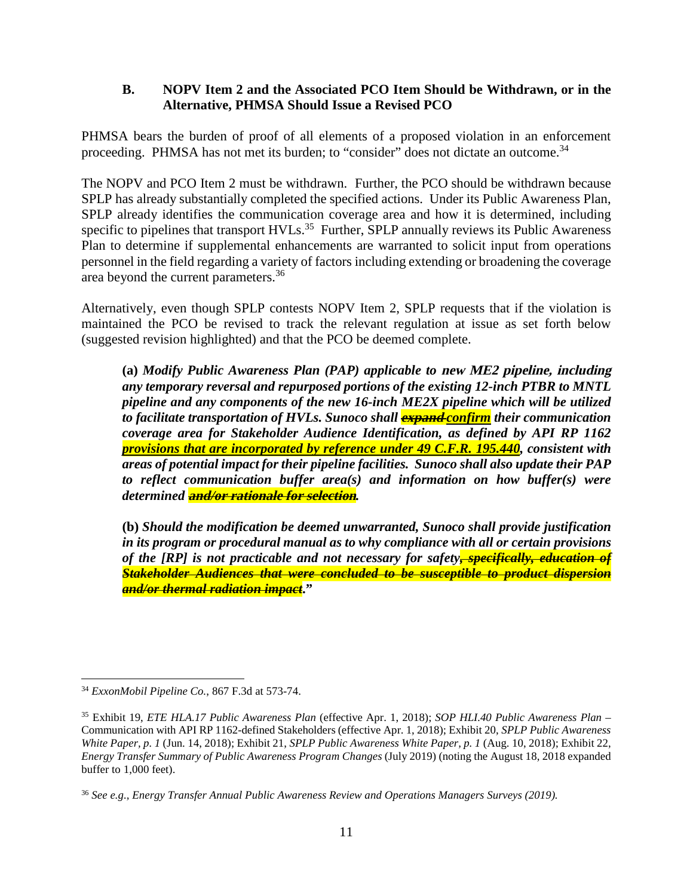### B. NOPV Item 2 and the Associated PCO Item Should be Withdrawn, or in the Alternative, PHMSA Should Issue a Revised PCO

PHMSA bears the burden of proof of all elements of a proposed violation in an enforcement proceeding. PHMSA has not met its burden; to "consider" does not dictate an outcome.[34]

The NOPV and PCO Item 2 must be withdrawn. Further, the PCO should be withdrawn because SPLP has already substantially completed the specified actions. Under its Public Awareness Plan, SPLP already identifies the communication coverage area and how it is determined, including specific to pipelines that transport HVLs.[35] Further, SPLP annually reviews its Public Awareness Plan to determine if supplemental enhancements are warranted to solicit input from operations personnel in the field regarding a variety of factors including extending or broadening the coverage area beyond the current parameters.[36]

Alternatively, even though SPLP contests NOPV Item 2, SPLP requests that if the violation is maintained the PCO be revised to track the relevant regulation at issue as set forth below (suggested revision highlighted) and that the PCO be deemed complete.

> **(a)** ***Modify Public Awareness Plan (PAP) applicable to new ME2 pipeline, including any temporary reversal and repurposed portions of the existing 12-inch PTBR to MNTL pipeline and any components of the new 16-inch ME2X pipeline which will be utilized to facilitate transportation of HVLs. Sunoco shall ~~expand~~ confirm their communication coverage area for Stakeholder Audience Identification, as defined by API RP 1162 provisions that are incorporated by reference under 49 C.F.R. 195.440, consistent with areas of potential impact for their pipeline facilities. Sunoco shall also update their PAP to reflect communication buffer area(s) and information on how buffer(s) were determined ~~and/or rationale for selection~~.***
>
> **(b)** ***Should the modification be deemed unwarranted, Sunoco shall provide justification in its program or procedural manual as to why compliance with all or certain provisions of the [RP] is not practicable and not necessary for safety~~, specifically, education of Stakeholder Audiences that were concluded to be susceptible to product dispersion and/or thermal radiation impact~~."***

---

[34] *ExxonMobil Pipeline Co.*, 867 F.3d at 573-74.

[35] Exhibit 19, *ETE HLA.17 Public Awareness Plan* (effective Apr. 1, 2018); *SOP HLI.40 Public Awareness Plan* – Communication with API RP 1162-defined Stakeholders (effective Apr. 1, 2018); Exhibit 20, *SPLP Public Awareness White Paper, p. 1* (Jun. 14, 2018); Exhibit 21, *SPLP Public Awareness White Paper, p. 1* (Aug. 10, 2018); Exhibit 22, *Energy Transfer Summary of Public Awareness Program Changes* (July 2019) (noting the August 18, 2018 expanded buffer to 1,000 feet).

[36] *See e.g., Energy Transfer Annual Public Awareness Review and Operations Managers Surveys (2019).*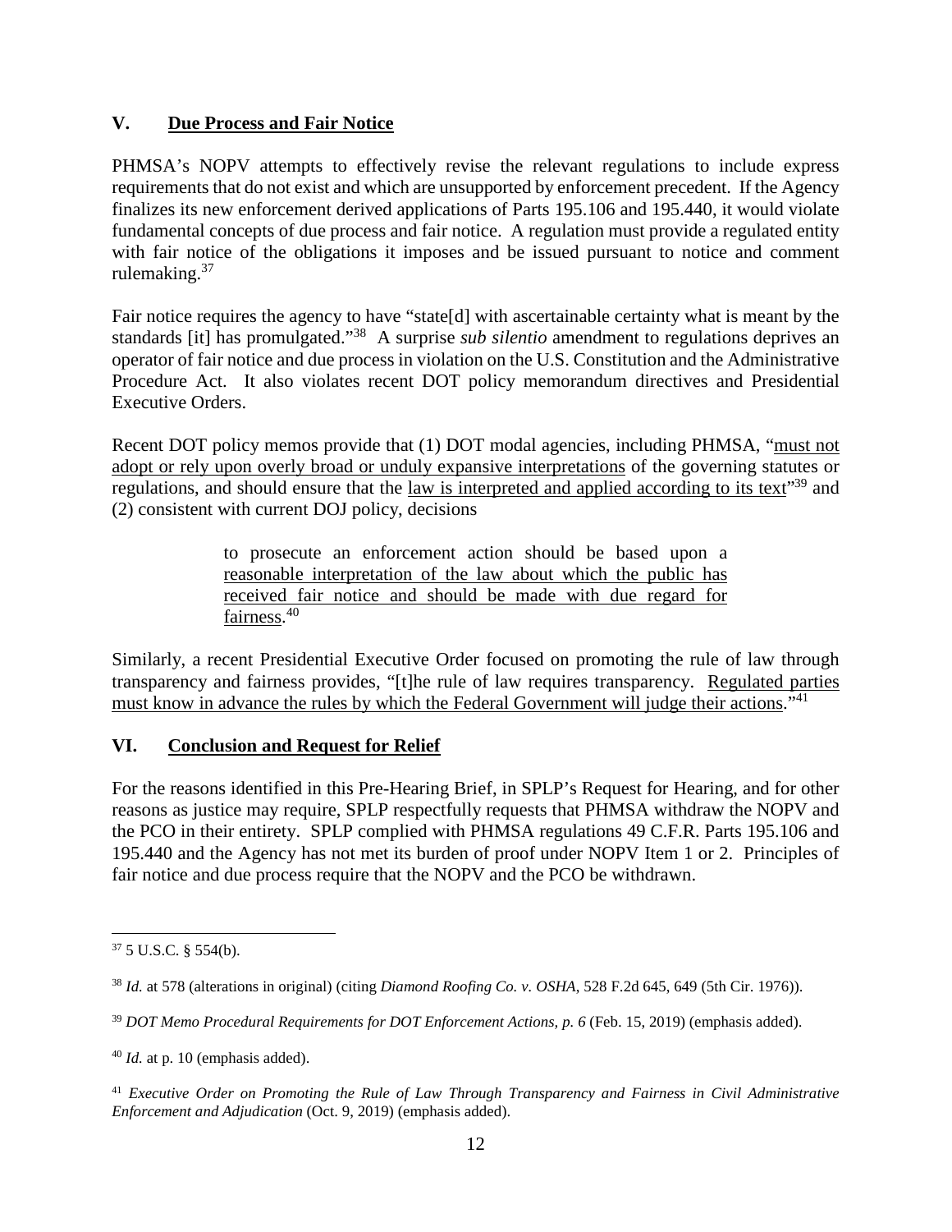## V. <u>Due Process and Fair Notice</u>

PHMSA's NOPV attempts to effectively revise the relevant regulations to include express requirements that do not exist and which are unsupported by enforcement precedent. If the Agency finalizes its new enforcement derived applications of Parts 195.106 and 195.440, it would violate fundamental concepts of due process and fair notice. A regulation must provide a regulated entity with fair notice of the obligations it imposes and be issued pursuant to notice and comment rulemaking.[37]

Fair notice requires the agency to have "state[d] with ascertainable certainty what is meant by the standards [it] has promulgated."[38] A surprise *sub silentio* amendment to regulations deprives an operator of fair notice and due process in violation on the U.S. Constitution and the Administrative Procedure Act. It also violates recent DOT policy memorandum directives and Presidential Executive Orders.

Recent DOT policy memos provide that (1) DOT modal agencies, including PHMSA, "<u>must not adopt or rely upon overly broad or unduly expansive interpretations</u> of the governing statutes or regulations, and should ensure that the <u>law is interpreted and applied according to its text</u>"[39] and (2) consistent with current DOJ policy, decisions

> to prosecute an enforcement action should be based upon a <u>reasonable interpretation of the law about which the public has received fair notice and should be made with due regard for fairness</u>.[40]

Similarly, a recent Presidential Executive Order focused on promoting the rule of law through transparency and fairness provides, "[t]he rule of law requires transparency. <u>Regulated parties must know in advance the rules by which the Federal Government will judge their actions</u>."[41]

## VI. <u>Conclusion and Request for Relief</u>

For the reasons identified in this Pre-Hearing Brief, in SPLP's Request for Hearing, and for other reasons as justice may require, SPLP respectfully requests that PHMSA withdraw the NOPV and the PCO in their entirety. SPLP complied with PHMSA regulations 49 C.F.R. Parts 195.106 and 195.440 and the Agency has not met its burden of proof under NOPV Item 1 or 2. Principles of fair notice and due process require that the NOPV and the PCO be withdrawn.

---

[37] 5 U.S.C. § 554(b).

[38] *Id.* at 578 (alterations in original) (citing *Diamond Roofing Co. v. OSHA*, 528 F.2d 645, 649 (5th Cir. 1976)).

[39] *DOT Memo Procedural Requirements for DOT Enforcement Actions, p. 6* (Feb. 15, 2019) (emphasis added).

[40] *Id.* at p. 10 (emphasis added).

[41] *Executive Order on Promoting the Rule of Law Through Transparency and Fairness in Civil Administrative Enforcement and Adjudication* (Oct. 9, 2019) (emphasis added).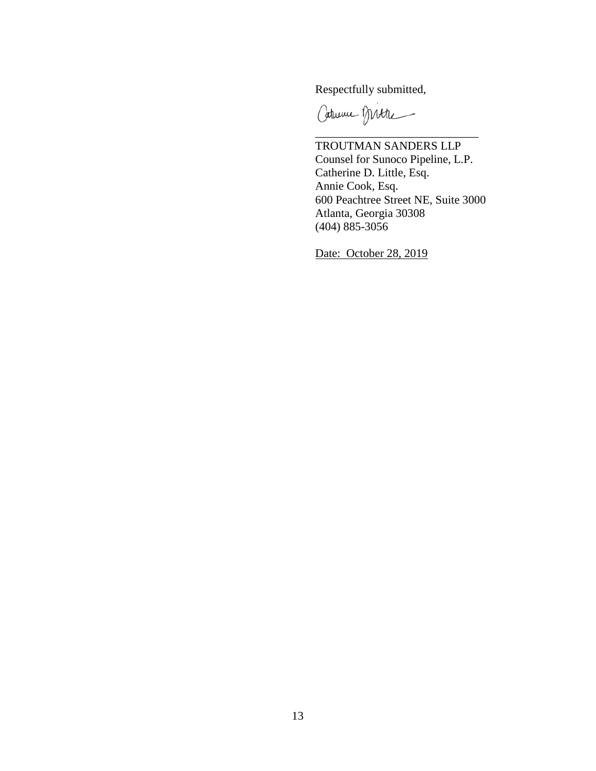Respectfully submitted,

\_\_\_\_\_\_\_\_\_\_\_\_\_\_\_\_\_\_\_\_\_\_\_\_\_\_\_\_\_\_

TROUTMAN SANDERS LLP
Counsel for Sunoco Pipeline, L.P.
Catherine D. Little, Esq.
Annie Cook, Esq.
600 Peachtree Street NE, Suite 3000
Atlanta, Georgia 30308
(404) 885-3056

<u>Date: October 28, 2019</u>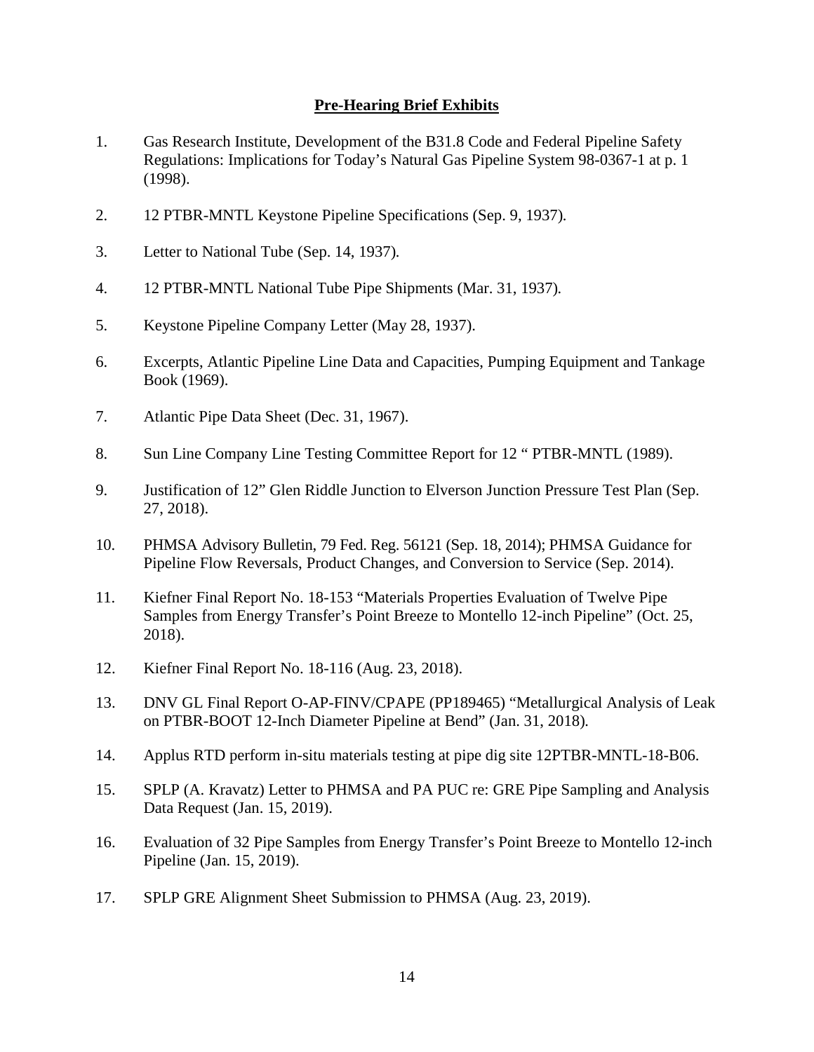## Pre-Hearing Brief Exhibits

1. Gas Research Institute, Development of the B31.8 Code and Federal Pipeline Safety Regulations: Implications for Today's Natural Gas Pipeline System 98-0367-1 at p. 1 (1998).

2. 12 PTBR-MNTL Keystone Pipeline Specifications (Sep. 9, 1937).

3. Letter to National Tube (Sep. 14, 1937).

4. 12 PTBR-MNTL National Tube Pipe Shipments (Mar. 31, 1937).

5. Keystone Pipeline Company Letter (May 28, 1937).

6. Excerpts, Atlantic Pipeline Line Data and Capacities, Pumping Equipment and Tankage Book (1969).

7. Atlantic Pipe Data Sheet (Dec. 31, 1967).

8. Sun Line Company Line Testing Committee Report for 12 " PTBR-MNTL (1989).

9. Justification of 12" Glen Riddle Junction to Elverson Junction Pressure Test Plan (Sep. 27, 2018).

10. PHMSA Advisory Bulletin, 79 Fed. Reg. 56121 (Sep. 18, 2014); PHMSA Guidance for Pipeline Flow Reversals, Product Changes, and Conversion to Service (Sep. 2014).

11. Kiefner Final Report No. 18-153 "Materials Properties Evaluation of Twelve Pipe Samples from Energy Transfer's Point Breeze to Montello 12-inch Pipeline" (Oct. 25, 2018).

12. Kiefner Final Report No. 18-116 (Aug. 23, 2018).

13. DNV GL Final Report O-AP-FINV/CPAPE (PP189465) "Metallurgical Analysis of Leak on PTBR-BOOT 12-Inch Diameter Pipeline at Bend" (Jan. 31, 2018).

14. Applus RTD perform in-situ materials testing at pipe dig site 12PTBR-MNTL-18-B06.

15. SPLP (A. Kravatz) Letter to PHMSA and PA PUC re: GRE Pipe Sampling and Analysis Data Request (Jan. 15, 2019).

16. Evaluation of 32 Pipe Samples from Energy Transfer's Point Breeze to Montello 12-inch Pipeline (Jan. 15, 2019).

17. SPLP GRE Alignment Sheet Submission to PHMSA (Aug. 23, 2019).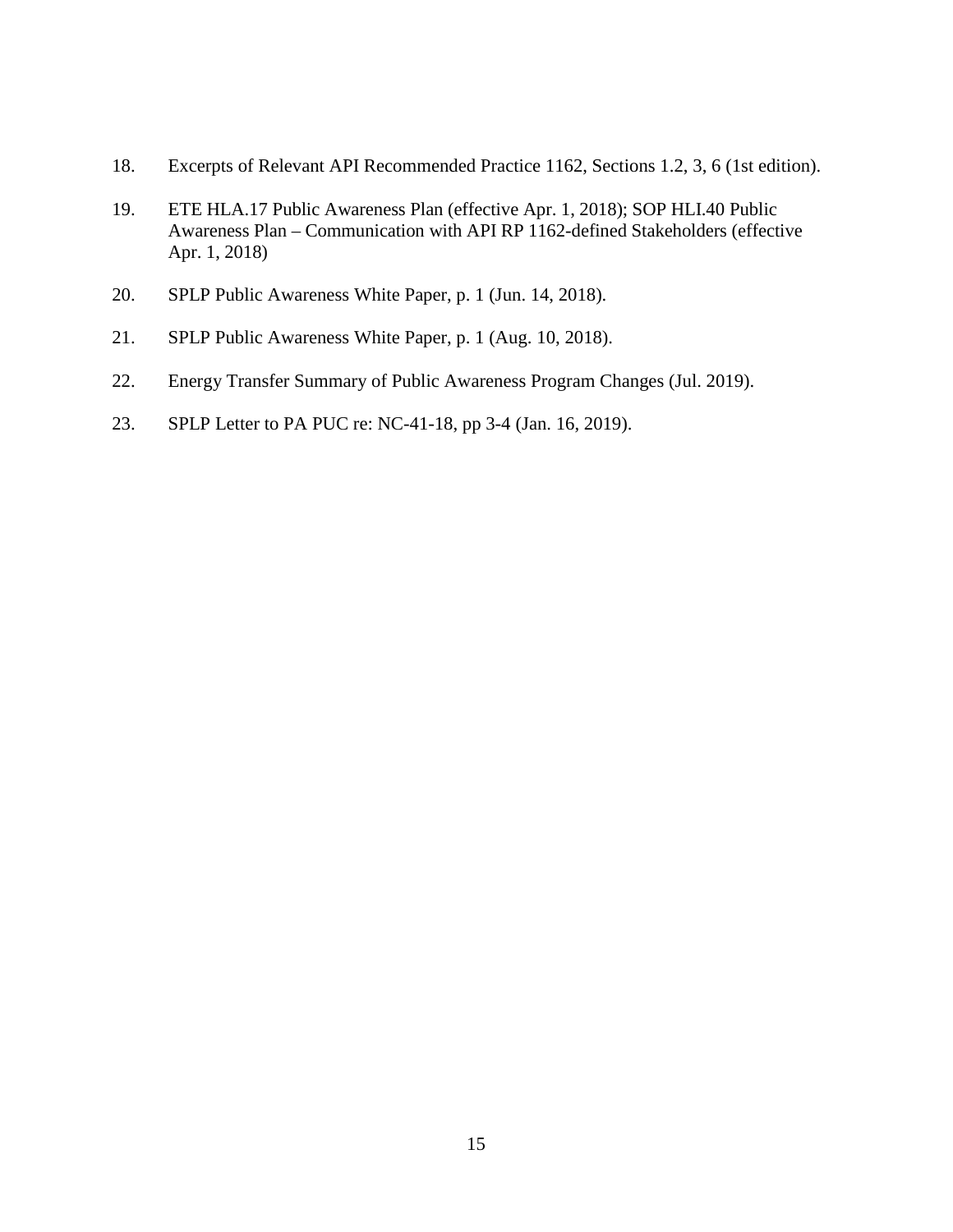18. Excerpts of Relevant API Recommended Practice 1162, Sections 1.2, 3, 6 (1st edition).

19. ETE HLA.17 Public Awareness Plan (effective Apr. 1, 2018); SOP HLI.40 Public Awareness Plan – Communication with API RP 1162-defined Stakeholders (effective Apr. 1, 2018)

20. SPLP Public Awareness White Paper, p. 1 (Jun. 14, 2018).

21. SPLP Public Awareness White Paper, p. 1 (Aug. 10, 2018).

22. Energy Transfer Summary of Public Awareness Program Changes (Jul. 2019).

23. SPLP Letter to PA PUC re: NC-41-18, pp 3-4 (Jan. 16, 2019).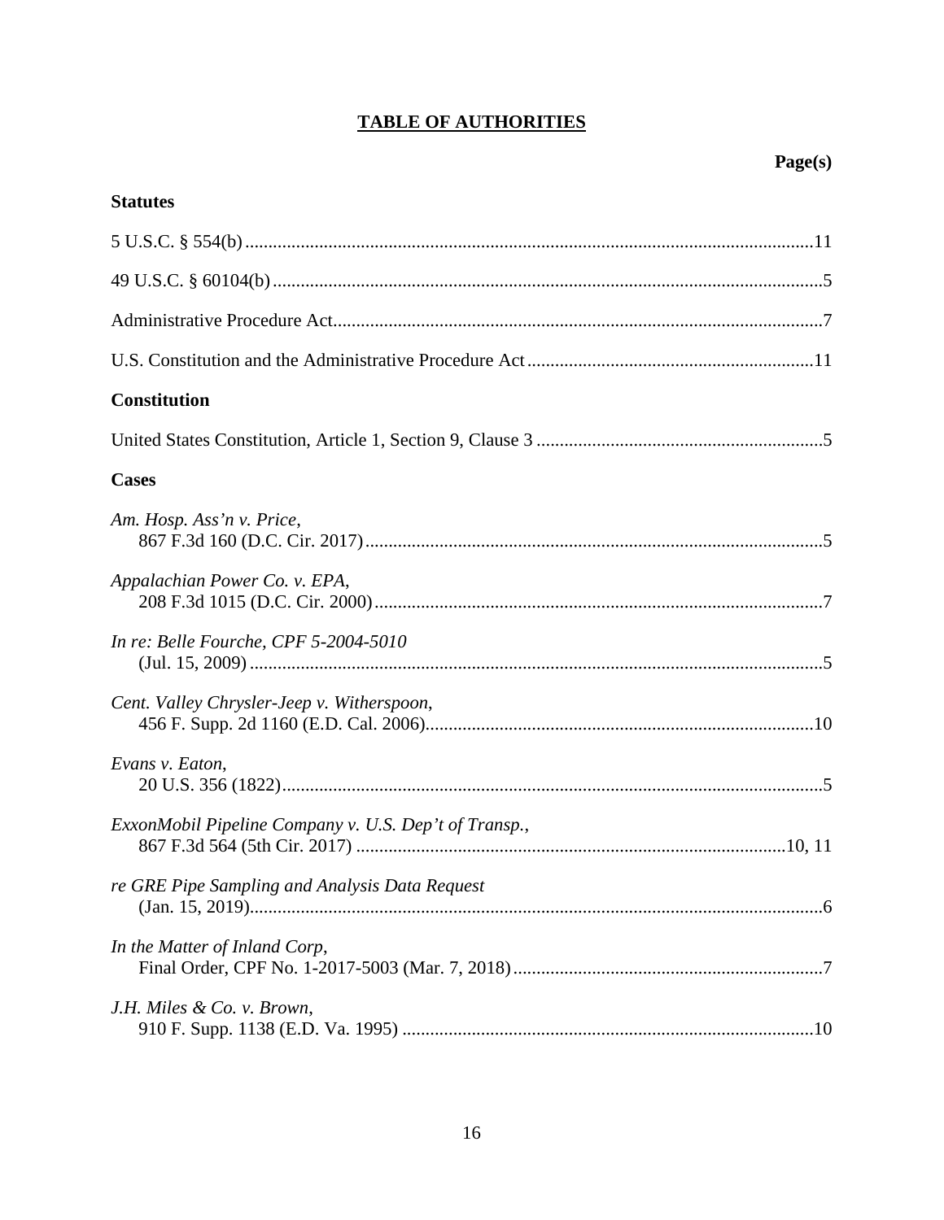# **TABLE OF AUTHORITIES**

**Page(s)**

## **Statutes**

5 U.S.C. § 554(b) .......................................................................................................................11

49 U.S.C. § 60104(b) ....................................................................................................................5

Administrative Procedure Act.........................................................................................................7

U.S. Constitution and the Administrative Procedure Act .............................................................11

## **Constitution**

United States Constitution, Article 1, Section 9, Clause 3 .............................................................5

## **Cases**

*Am. Hosp. Ass'n v. Price*,
867 F.3d 160 (D.C. Cir. 2017) ..................................................................................................5

*Appalachian Power Co. v. EPA*,
208 F.3d 1015 (D.C. Cir. 2000) ................................................................................................7

*In re: Belle Fourche, CPF 5-2004-5010*
(Jul. 15, 2009) ...........................................................................................................................5

*Cent. Valley Chrysler-Jeep v. Witherspoon*,
456 F. Supp. 2d 1160 (E.D. Cal. 2006)...................................................................................10

*Evans v. Eaton*,
20 U.S. 356 (1822) ....................................................................................................................5

*ExxonMobil Pipeline Company v. U.S. Dep't of Transp.*,
867 F.3d 564 (5th Cir. 2017) ............................................................................................10, 11

*re GRE Pipe Sampling and Analysis Data Request*
(Jan. 15, 2019)...........................................................................................................................6

*In the Matter of Inland Corp*,
Final Order, CPF No. 1-2017-5003 (Mar. 7, 2018) ..................................................................7

*J.H. Miles & Co. v. Brown*,
910 F. Supp. 1138 (E.D. Va. 1995) .........................................................................................10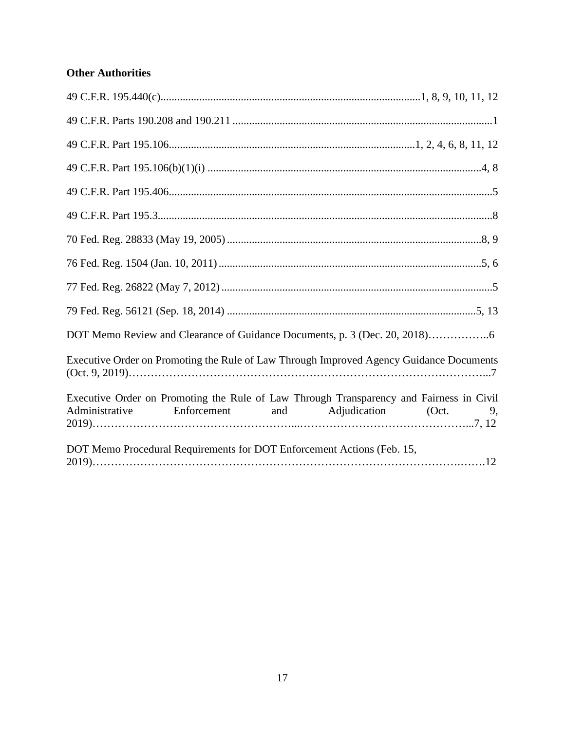**Other Authorities**

49 C.F.R. 195.440(c)............................................................................................1, 8, 9, 10, 11, 12

49 C.F.R. Parts 190.208 and 190.211 ..............................................................................................1

49 C.F.R. Part 195.106.......................................................................................1, 2, 4, 6, 8, 11, 12

49 C.F.R. Part 195.106(b)(1)(i) ..................................................................................................4, 8

49 C.F.R. Part 195.406....................................................................................................................5

49 C.F.R. Part 195.3........................................................................................................................8

70 Fed. Reg. 28833 (May 19, 2005) ............................................................................................8, 9

76 Fed. Reg. 1504 (Jan. 10, 2011) ...............................................................................................5, 6

77 Fed. Reg. 26822 (May 7, 2012) .................................................................................................5

79 Fed. Reg. 56121 (Sep. 18, 2014) ..........................................................................................5, 13

DOT Memo Review and Clearance of Guidance Documents, p. 3 (Dec. 20, 2018)……………..6

Executive Order on Promoting the Rule of Law Through Improved Agency Guidance Documents (Oct. 9, 2019)…………………………………………………………………………………...7

Executive Order on Promoting the Rule of Law Through Transparency and Fairness in Civil Administrative Enforcement and Adjudication (Oct. 9, 2019)…………………………………………...………………………………………...7, 12

DOT Memo Procedural Requirements for DOT Enforcement Actions (Feb. 15, 2019)…………………………………………………………………………………….…….12